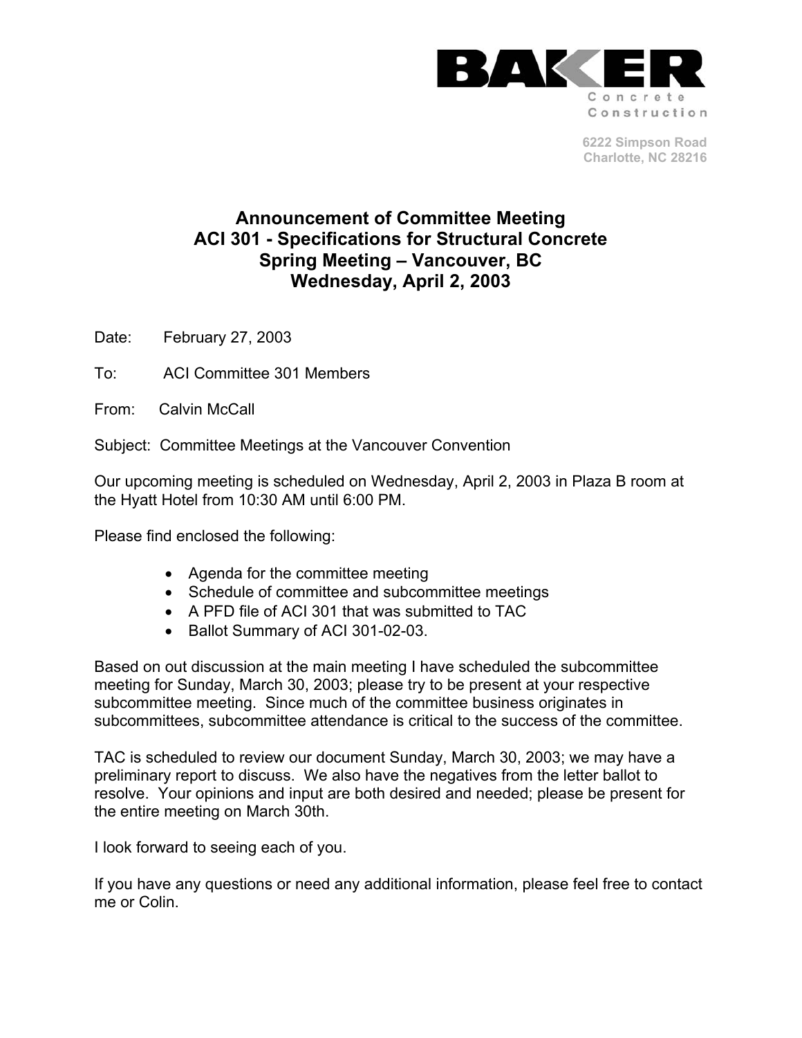**BAKER**
Concrete
Construction

6222 Simpson Road
Charlotte, NC 28216

# Announcement of Committee Meeting
# ACI 301 - Specifications for Structural Concrete
# Spring Meeting – Vancouver, BC
# Wednesday, April 2, 2003

Date: February 27, 2003

To: ACI Committee 301 Members

From: Calvin McCall

Subject: Committee Meetings at the Vancouver Convention

Our upcoming meeting is scheduled on Wednesday, April 2, 2003 in Plaza B room at the Hyatt Hotel from 10:30 AM until 6:00 PM.

Please find enclosed the following:

- Agenda for the committee meeting
- Schedule of committee and subcommittee meetings
- A PFD file of ACI 301 that was submitted to TAC
- Ballot Summary of ACI 301-02-03.

Based on out discussion at the main meeting I have scheduled the subcommittee meeting for Sunday, March 30, 2003; please try to be present at your respective subcommittee meeting. Since much of the committee business originates in subcommittees, subcommittee attendance is critical to the success of the committee.

TAC is scheduled to review our document Sunday, March 30, 2003; we may have a preliminary report to discuss. We also have the negatives from the letter ballot to resolve. Your opinions and input are both desired and needed; please be present for the entire meeting on March 30th.

I look forward to seeing each of you.

If you have any questions or need any additional information, please feel free to contact me or Colin.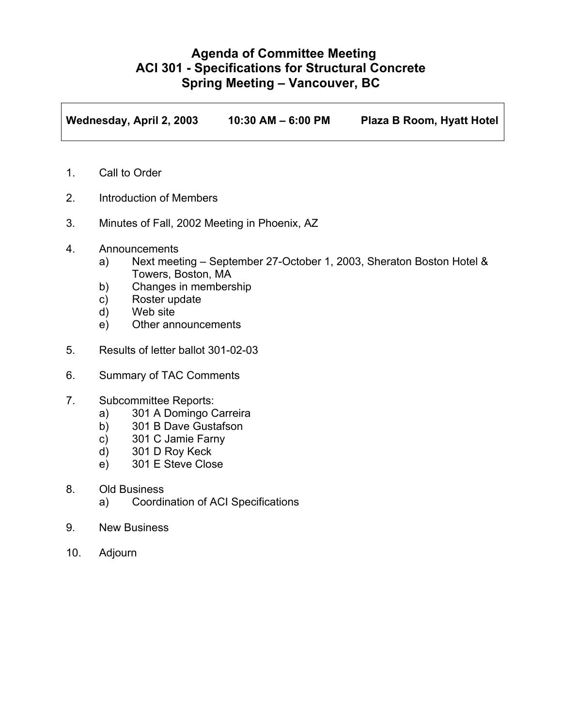# Agenda of Committee Meeting
# ACI 301 - Specifications for Structural Concrete
# Spring Meeting – Vancouver, BC

| **Wednesday, April 2, 2003** | **10:30 AM – 6:00 PM** | **Plaza B Room, Hyatt Hotel** |
|---|---|---|

1. Call to Order

2. Introduction of Members

3. Minutes of Fall, 2002 Meeting in Phoenix, AZ

4. Announcements
   - a) Next meeting – September 27-October 1, 2003, Sheraton Boston Hotel & Towers, Boston, MA
   - b) Changes in membership
   - c) Roster update
   - d) Web site
   - e) Other announcements

5. Results of letter ballot 301-02-03

6. Summary of TAC Comments

7. Subcommittee Reports:
   - a) 301 A Domingo Carreira
   - b) 301 B Dave Gustafson
   - c) 301 C Jamie Farny
   - d) 301 D Roy Keck
   - e) 301 E Steve Close

8. Old Business
   - a) Coordination of ACI Specifications

9. New Business

10. Adjourn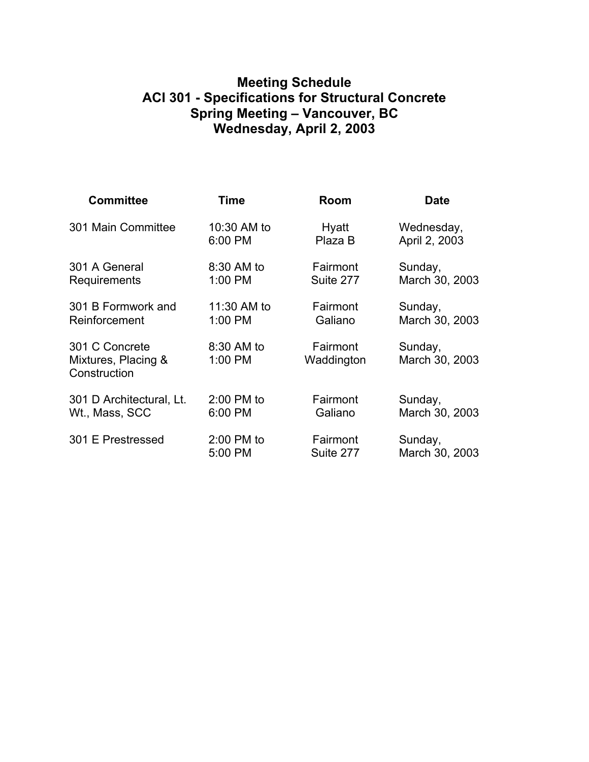# Meeting Schedule
# ACI 301 - Specifications for Structural Concrete
# Spring Meeting – Vancouver, BC
# Wednesday, April 2, 2003

| Committee | Time | Room | Date |
|---|---|---|---|
| 301 Main Committee | 10:30 AM to 6:00 PM | Hyatt Plaza B | Wednesday, April 2, 2003 |
| 301 A General Requirements | 8:30 AM to 1:00 PM | Fairmont Suite 277 | Sunday, March 30, 2003 |
| 301 B Formwork and Reinforcement | 11:30 AM to 1:00 PM | Fairmont Galiano | Sunday, March 30, 2003 |
| 301 C Concrete Mixtures, Placing & Construction | 8:30 AM to 1:00 PM | Fairmont Waddington | Sunday, March 30, 2003 |
| 301 D Architectural, Lt. Wt., Mass, SCC | 2:00 PM to 6:00 PM | Fairmont Galiano | Sunday, March 30, 2003 |
| 301 E Prestressed | 2:00 PM to 5:00 PM | Fairmont Suite 277 | Sunday, March 30, 2003 |